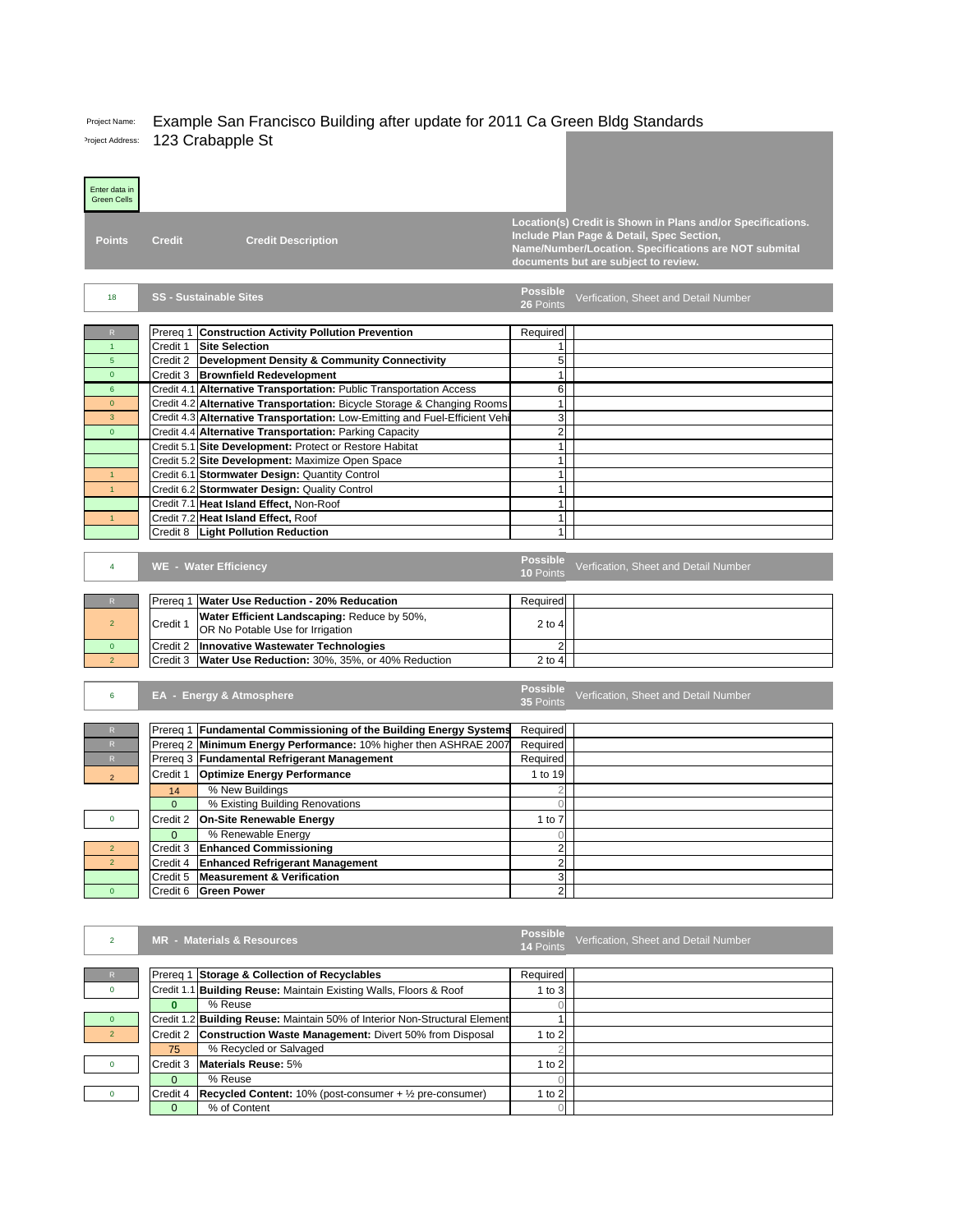Project Name: Example San Francisco Building after update for 2011 Ca Green Bldg Standards

Project Address: 123 Crabapple St

Enter data in Green Cells

| Points | Credit | Credit Description | | Location(s) Credit is Shown in Plans and/or Specifications. Include Plan Page & Detail, Spec Section, Name/Number/Location. Specifications are NOT submital documents but are subject to review. |
|---|---|---|---|---|

## SS - Sustainable Sites

| 18 | SS - Sustainable Sites | | Possible 26 Points | Verfication, Sheet and Detail Number |
|---|---|---|---|---|
| R | Prereq 1 | **Construction Activity Pollution Prevention** | Required | |
| 1 | Credit 1 | **Site Selection** | 1 | |
| 5 | Credit 2 | **Development Density & Community Connectivity** | 5 | |
| 0 | Credit 3 | **Brownfield Redevelopment** | 1 | |
| 6 | Credit 4.1 | **Alternative Transportation:** Public Transportation Access | 6 | |
| 0 | Credit 4.2 | **Alternative Transportation:** Bicycle Storage & Changing Rooms | 1 | |
| 3 | Credit 4.3 | **Alternative Transportation:** Low-Emitting and Fuel-Efficient Vehi | 3 | |
| 0 | Credit 4.4 | **Alternative Transportation:** Parking Capacity | 2 | |
| | Credit 5.1 | **Site Development:** Protect or Restore Habitat | 1 | |
| | Credit 5.2 | **Site Development:** Maximize Open Space | 1 | |
| 1 | Credit 6.1 | **Stormwater Design:** Quantity Control | 1 | |
| 1 | Credit 6.2 | **Stormwater Design:** Quality Control | 1 | |
| | Credit 7.1 | **Heat Island Effect,** Non-Roof | 1 | |
| 1 | Credit 7.2 | **Heat Island Effect,** Roof | 1 | |
| | Credit 8 | **Light Pollution Reduction** | 1 | |

## WE - Water Efficiency

| 4 | WE - Water Efficiency | | Possible 10 Points | Verfication, Sheet and Detail Number |
|---|---|---|---|---|
| R | Prereq 1 | **Water Use Reduction - 20% Reducation** | Required | |
| 2 | Credit 1 | **Water Efficient Landscaping:** Reduce by 50%, OR No Potable Use for Irrigation | 2 to 4 | |
| 0 | Credit 2 | **Innovative Wastewater Technologies** | 2 | |
| 2 | Credit 3 | **Water Use Reduction:** 30%, 35%, or 40% Reduction | 2 to 4 | |

## EA - Energy & Atmosphere

| 6 | EA - Energy & Atmosphere | | Possible 35 Points | Verfication, Sheet and Detail Number |
|---|---|---|---|---|
| R | Prereq 1 | **Fundamental Commissioning of the Building Energy Systems** | Required | |
| R | Prereq 2 | **Minimum Energy Performance:** 10% higher then ASHRAE 2007 | Required | |
| R | Prereq 3 | **Fundamental Refrigerant Management** | Required | |
| 2 | Credit 1 | **Optimize Energy Performance** | 1 to 19 | |
| | 14 | % New Buildings | 2 | |
| | 0 | % Existing Building Renovations | 0 | |
| 0 | Credit 2 | **On-Site Renewable Energy** | 1 to 7 | |
| | 0 | % Renewable Energy | 0 | |
| 2 | Credit 3 | **Enhanced Commissioning** | 2 | |
| 2 | Credit 4 | **Enhanced Refrigerant Management** | 2 | |
| | Credit 5 | **Measurement & Verification** | 3 | |
| 0 | Credit 6 | **Green Power** | 2 | |

## MR - Materials & Resources

| 2 | MR - Materials & Resources | | Possible 14 Points | Verfication, Sheet and Detail Number |
|---|---|---|---|---|
| R | Prereq 1 | **Storage & Collection of Recyclables** | Required | |
| 0 | Credit 1.1 | **Building Reuse:** Maintain Existing Walls, Floors & Roof | 1 to 3 | |
| | 0 | % Reuse | 0 | |
| 0 | Credit 1.2 | **Building Reuse:** Maintain 50% of Interior Non-Structural Element | 1 | |
| 2 | Credit 2 | **Construction Waste Management:** Divert 50% from Disposal | 1 to 2 | |
| | 75 | % Recycled or Salvaged | 2 | |
| 0 | Credit 3 | **Materials Reuse:** 5% | 1 to 2 | |
| | 0 | % Reuse | 0 | |
| 0 | Credit 4 | **Recycled Content:** 10% (post-consumer + ½ pre-consumer) | 1 to 2 | |
| | 0 | % of Content | 0 | |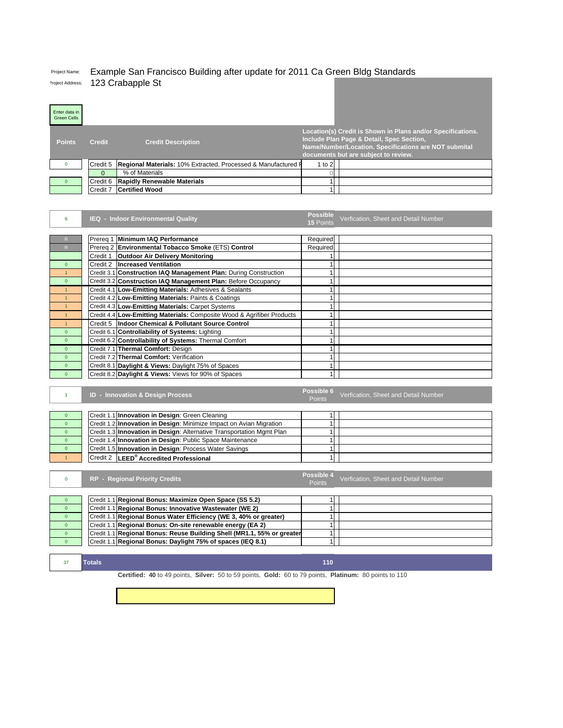Project Name: Example San Francisco Building after update for 2011 Ca Green Bldg Standards

Project Address: 123 Crabapple St

Enter data in Green Cells

| Points | Credit | Credit Description | | Location(s) Credit is Shown in Plans and/or Specifications. Include Plan Page & Detail, Spec Section, Name/Number/Location. Specifications are NOT submital documents but are subject to review. |
|---|---|---|---|---|
| 0 | Credit 5 | **Regional Materials:** 10% Extracted, Processed & Manufactured R | 1 to 2 | |
| | 0 | % of Materials | 0 | |
| 0 | Credit 6 | **Rapidly Renewable Materials** | 1 | |
| | Credit 7 | **Certified Wood** | 1 | |

| 6 | IEQ - Indoor Environmental Quality | | Possible 15 Points | Verfication, Sheet and Detail Number |
|---|---|---|---|---|
| R | Prereq 1 | **Minimum IAQ Performance** | Required | |
| R | Prereq 2 | **Environmental Tobacco Smoke** (ETS) **Control** | Required | |
| | Credit 1 | **Outdoor Air Delivery Monitoring** | 1 | |
| 0 | Credit 2 | **Increased Ventilation** | 1 | |
| 1 | Credit 3.1 | **Construction IAQ Management Plan:** During Construction | 1 | |
| 0 | Credit 3.2 | **Construction IAQ Management Plan:** Before Occupancy | 1 | |
| 1 | Credit 4.1 | **Low-Emitting Materials:** Adhesives & Sealants | 1 | |
| 1 | Credit 4.2 | **Low-Emitting Materials:** Paints & Coatings | 1 | |
| 1 | Credit 4.3 | **Low-Emitting Materials:** Carpet Systems | 1 | |
| 1 | Credit 4.4 | **Low-Emitting Materials:** Composite Wood & Agrifiber Products | 1 | |
| 1 | Credit 5 | **Indoor Chemical & Pollutant Source Control** | 1 | |
| 0 | Credit 6.1 | **Controllability of Systems:** Lighting | 1 | |
| 0 | Credit 6.2 | **Controllability of Systems:** Thermal Comfort | 1 | |
| 0 | Credit 7.1 | **Thermal Comfort:** Design | 1 | |
| 0 | Credit 7.2 | **Thermal Comfort:** Verification | 1 | |
| 0 | Credit 8.1 | **Daylight & Views:** Daylight 75% of Spaces | 1 | |
| 0 | Credit 8.2 | **Daylight & Views:** Views for 90% of Spaces | 1 | |

| 1 | ID - Innovation & Design Process | | Possible 6 Points | Verfication, Sheet and Detail Number |
|---|---|---|---|---|
| 0 | Credit 1.1 | **Innovation in Design**: Green Cleaning | 1 | |
| 0 | Credit 1.2 | **Innovation in Design**: Minimize Impact on Avian Migration | 1 | |
| 0 | Credit 1.3 | **Innovation in Design**: Alternative Transportation Mgmt Plan | 1 | |
| 0 | Credit 1.4 | **Innovation in Design**: Public Space Maintenance | 1 | |
| 0 | Credit 1.5 | **Innovation in Design**: Process Water Savings | 1 | |
| 1 | Credit 2 | **LEED® Accredited Professional** | 1 | |

| 0 | RP - Regional Priority Credits | | Possible 4 Points | Verfication, Sheet and Detail Number |
|---|---|---|---|---|
| 0 | Credit 1.1 | **Regional Bonus: Maximize Open Space (SS 5.2)** | 1 | |
| 0 | Credit 1.1 | **Regional Bonus: Innovative Wastewater (WE 2)** | 1 | |
| 0 | Credit 1.1 | **Regional Bonus Water Efficiency (WE 3, 40% or greater)** | 1 | |
| 0 | Credit 1.1 | **Regional Bonus: On-site renewable energy (EA 2)** | 1 | |
| 0 | Credit 1.1 | **Regional Bonus: Reuse Building Shell (MR1.1, 55% or greater** | 1 | |
| 0 | Credit 1.1 | **Regional Bonus: Daylight 75% of spaces (IEQ 8.1)** | 1 | |

| 37 | **Totals** | | 110 | |
|---|---|---|---|---|

**Certified: 40** to 49 points, **Silver:** 50 to 59 points, **Gold:** 60 to 79 points, **Platinum:** 80 points to 110